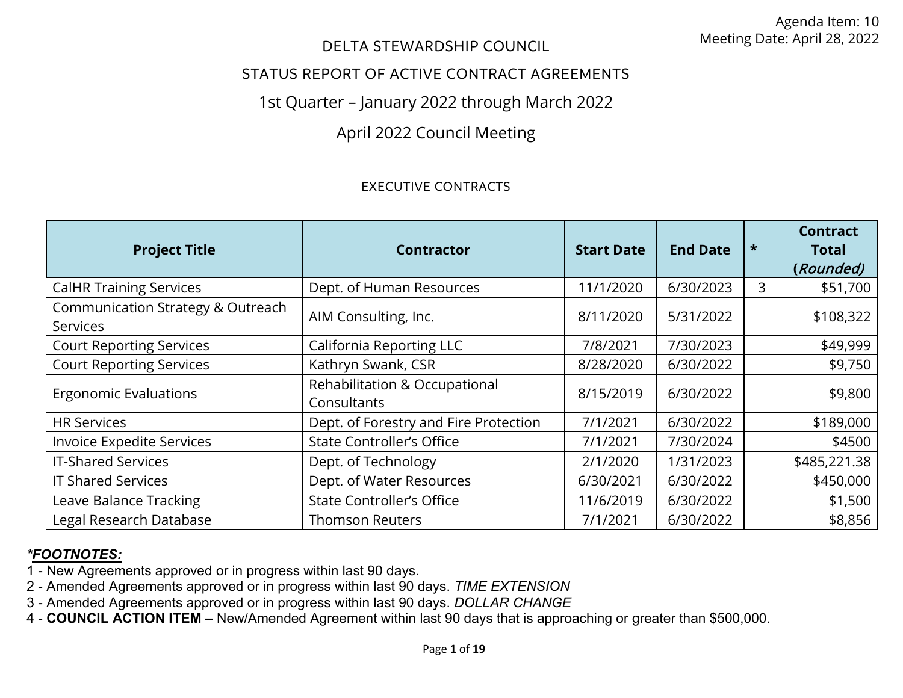Agenda Item: 10
Meeting Date: April 28, 2022

# DELTA STEWARDSHIP COUNCIL

## STATUS REPORT OF ACTIVE CONTRACT AGREEMENTS

## 1st Quarter – January 2022 through March 2022

## April 2022 Council Meeting

### EXECUTIVE CONTRACTS

| Project Title | Contractor | Start Date | End Date | * | Contract Total (*Rounded*) |
|---|---|---|---|---|---|
| CalHR Training Services | Dept. of Human Resources | 11/1/2020 | 6/30/2023 | 3 | $51,700 |
| Communication Strategy & Outreach Services | AIM Consulting, Inc. | 8/11/2020 | 5/31/2022 | | $108,322 |
| Court Reporting Services | California Reporting LLC | 7/8/2021 | 7/30/2023 | | $49,999 |
| Court Reporting Services | Kathryn Swank, CSR | 8/28/2020 | 6/30/2022 | | $9,750 |
| Ergonomic Evaluations | Rehabilitation & Occupational Consultants | 8/15/2019 | 6/30/2022 | | $9,800 |
| HR Services | Dept. of Forestry and Fire Protection | 7/1/2021 | 6/30/2022 | | $189,000 |
| Invoice Expedite Services | State Controller's Office | 7/1/2021 | 7/30/2024 | | $4500 |
| IT-Shared Services | Dept. of Technology | 2/1/2020 | 1/31/2023 | | $485,221.38 |
| IT Shared Services | Dept. of Water Resources | 6/30/2021 | 6/30/2022 | | $450,000 |
| Leave Balance Tracking | State Controller's Office | 11/6/2019 | 6/30/2022 | | $1,500 |
| Legal Research Database | Thomson Reuters | 7/1/2021 | 6/30/2022 | | $8,856 |

***FOOTNOTES:***

1 - New Agreements approved or in progress within last 90 days.
2 - Amended Agreements approved or in progress within last 90 days. *TIME EXTENSION*
3 - Amended Agreements approved or in progress within last 90 days. *DOLLAR CHANGE*
4 - **COUNCIL ACTION ITEM –** New/Amended Agreement within last 90 days that is approaching or greater than $500,000.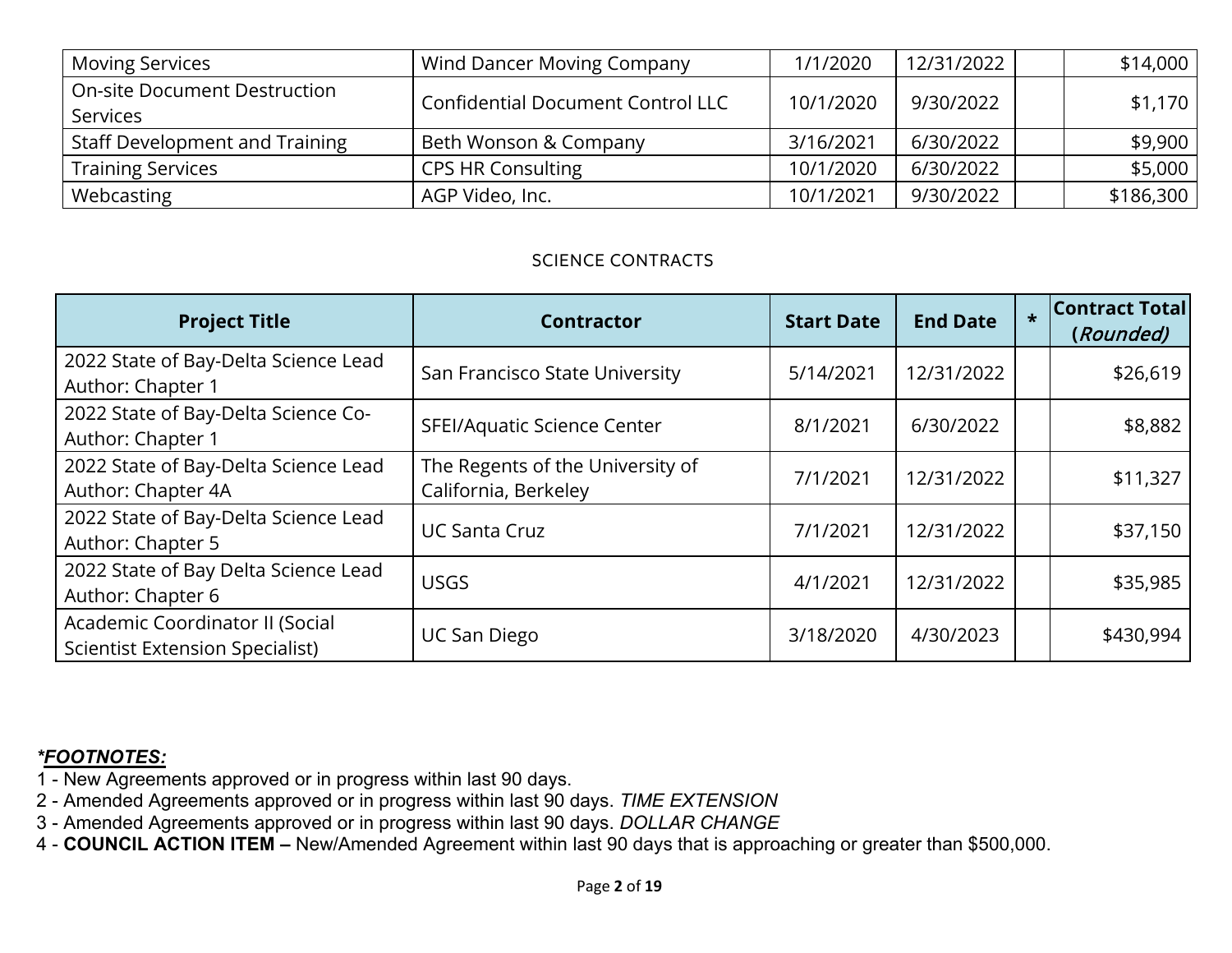| | | | | | |
|---|---|---|---|---|---|
| Moving Services | Wind Dancer Moving Company | 1/1/2020 | 12/31/2022 | | $14,000 |
| On-site Document Destruction Services | Confidential Document Control LLC | 10/1/2020 | 9/30/2022 | | $1,170 |
| Staff Development and Training | Beth Wonson & Company | 3/16/2021 | 6/30/2022 | | $9,900 |
| Training Services | CPS HR Consulting | 10/1/2020 | 6/30/2022 | | $5,000 |
| Webcasting | AGP Video, Inc. | 10/1/2021 | 9/30/2022 | | $186,300 |

SCIENCE CONTRACTS

| Project Title | Contractor | Start Date | End Date | * | Contract Total (*Rounded)* |
|---|---|---|---|---|---|
| 2022 State of Bay-Delta Science Lead Author: Chapter 1 | San Francisco State University | 5/14/2021 | 12/31/2022 | | $26,619 |
| 2022 State of Bay-Delta Science Co-Author: Chapter 1 | SFEI/Aquatic Science Center | 8/1/2021 | 6/30/2022 | | $8,882 |
| 2022 State of Bay-Delta Science Lead Author: Chapter 4A | The Regents of the University of California, Berkeley | 7/1/2021 | 12/31/2022 | | $11,327 |
| 2022 State of Bay-Delta Science Lead Author: Chapter 5 | UC Santa Cruz | 7/1/2021 | 12/31/2022 | | $37,150 |
| 2022 State of Bay Delta Science Lead Author: Chapter 6 | USGS | 4/1/2021 | 12/31/2022 | | $35,985 |
| Academic Coordinator II (Social Scientist Extension Specialist) | UC San Diego | 3/18/2020 | 4/30/2023 | | $430,994 |

***FOOTNOTES:***

1 - New Agreements approved or in progress within last 90 days.
2 - Amended Agreements approved or in progress within last 90 days. *TIME EXTENSION*
3 - Amended Agreements approved or in progress within last 90 days. *DOLLAR CHANGE*
4 - **COUNCIL ACTION ITEM –** New/Amended Agreement within last 90 days that is approaching or greater than $500,000.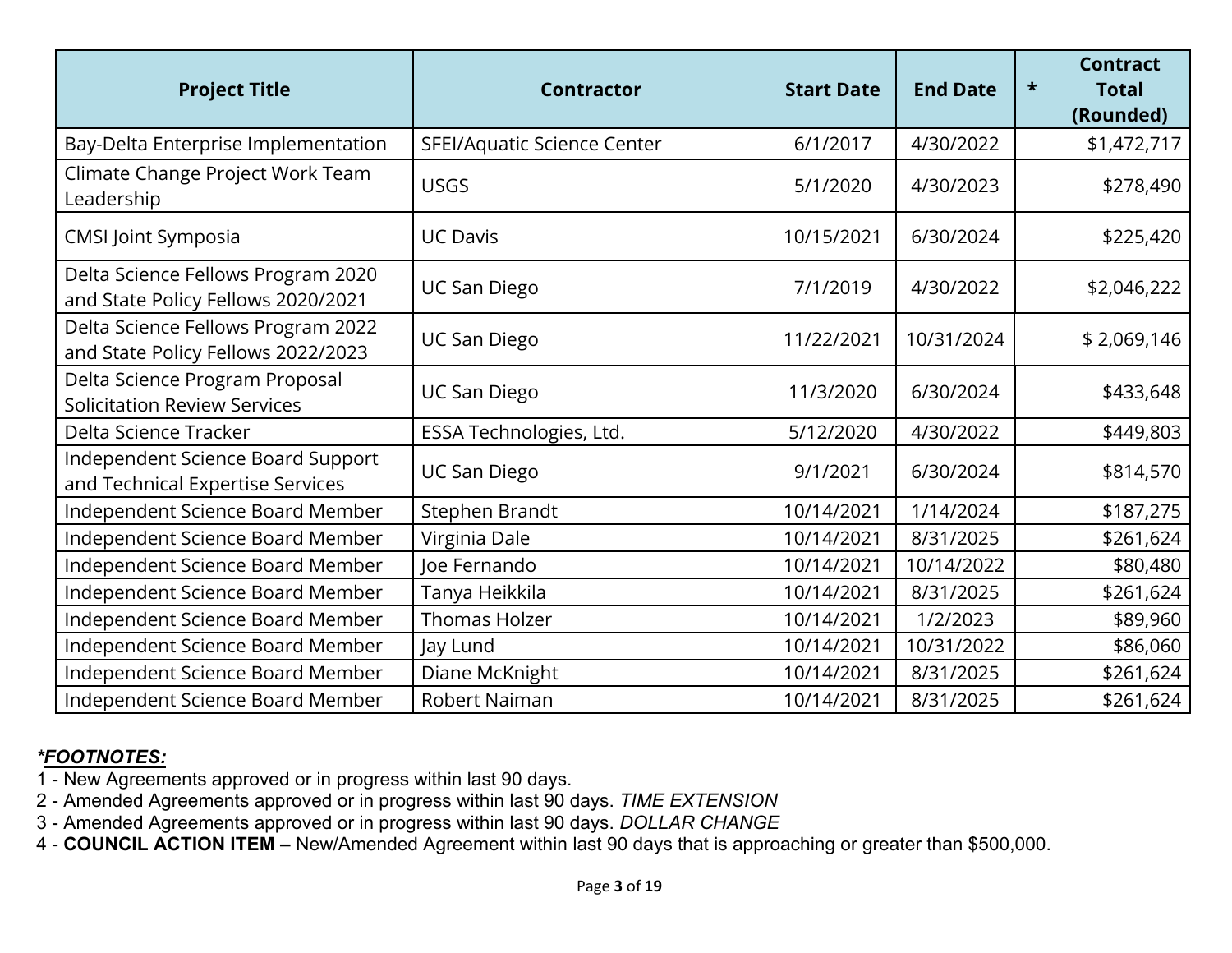| Project Title | Contractor | Start Date | End Date | * | Contract Total (Rounded) |
|---|---|---|---|---|---|
| Bay-Delta Enterprise Implementation | SFEI/Aquatic Science Center | 6/1/2017 | 4/30/2022 | | $1,472,717 |
| Climate Change Project Work Team Leadership | USGS | 5/1/2020 | 4/30/2023 | | $278,490 |
| CMSI Joint Symposia | UC Davis | 10/15/2021 | 6/30/2024 | | $225,420 |
| Delta Science Fellows Program 2020 and State Policy Fellows 2020/2021 | UC San Diego | 7/1/2019 | 4/30/2022 | | $2,046,222 |
| Delta Science Fellows Program 2022 and State Policy Fellows 2022/2023 | UC San Diego | 11/22/2021 | 10/31/2024 | | $ 2,069,146 |
| Delta Science Program Proposal Solicitation Review Services | UC San Diego | 11/3/2020 | 6/30/2024 | | $433,648 |
| Delta Science Tracker | ESSA Technologies, Ltd. | 5/12/2020 | 4/30/2022 | | $449,803 |
| Independent Science Board Support and Technical Expertise Services | UC San Diego | 9/1/2021 | 6/30/2024 | | $814,570 |
| Independent Science Board Member | Stephen Brandt | 10/14/2021 | 1/14/2024 | | $187,275 |
| Independent Science Board Member | Virginia Dale | 10/14/2021 | 8/31/2025 | | $261,624 |
| Independent Science Board Member | Joe Fernando | 10/14/2021 | 10/14/2022 | | $80,480 |
| Independent Science Board Member | Tanya Heikkila | 10/14/2021 | 8/31/2025 | | $261,624 |
| Independent Science Board Member | Thomas Holzer | 10/14/2021 | 1/2/2023 | | $89,960 |
| Independent Science Board Member | Jay Lund | 10/14/2021 | 10/31/2022 | | $86,060 |
| Independent Science Board Member | Diane McKnight | 10/14/2021 | 8/31/2025 | | $261,624 |
| Independent Science Board Member | Robert Naiman | 10/14/2021 | 8/31/2025 | | $261,624 |

***FOOTNOTES:***

1 - New Agreements approved or in progress within last 90 days.
2 - Amended Agreements approved or in progress within last 90 days. *TIME EXTENSION*
3 - Amended Agreements approved or in progress within last 90 days. *DOLLAR CHANGE*
4 - **COUNCIL ACTION ITEM –** New/Amended Agreement within last 90 days that is approaching or greater than $500,000.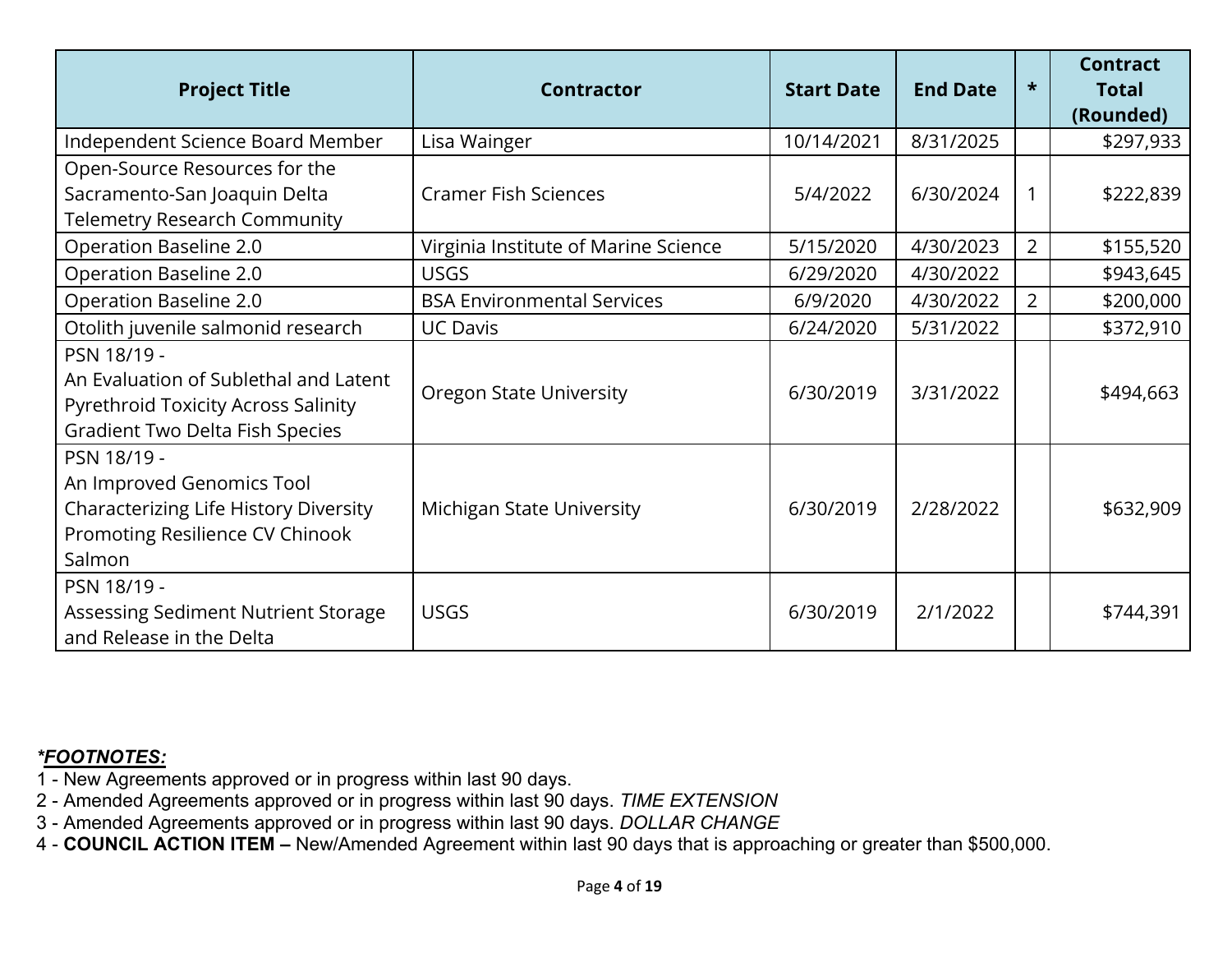| Project Title | Contractor | Start Date | End Date | * | Contract Total (Rounded) |
|---|---|---|---|---|---|
| Independent Science Board Member | Lisa Wainger | 10/14/2021 | 8/31/2025 | | $297,933 |
| Open-Source Resources for the Sacramento-San Joaquin Delta Telemetry Research Community | Cramer Fish Sciences | 5/4/2022 | 6/30/2024 | 1 | $222,839 |
| Operation Baseline 2.0 | Virginia Institute of Marine Science | 5/15/2020 | 4/30/2023 | 2 | $155,520 |
| Operation Baseline 2.0 | USGS | 6/29/2020 | 4/30/2022 | | $943,645 |
| Operation Baseline 2.0 | BSA Environmental Services | 6/9/2020 | 4/30/2022 | 2 | $200,000 |
| Otolith juvenile salmonid research | UC Davis | 6/24/2020 | 5/31/2022 | | $372,910 |
| PSN 18/19 - An Evaluation of Sublethal and Latent Pyrethroid Toxicity Across Salinity Gradient Two Delta Fish Species | Oregon State University | 6/30/2019 | 3/31/2022 | | $494,663 |
| PSN 18/19 - An Improved Genomics Tool Characterizing Life History Diversity Promoting Resilience CV Chinook Salmon | Michigan State University | 6/30/2019 | 2/28/2022 | | $632,909 |
| PSN 18/19 - Assessing Sediment Nutrient Storage and Release in the Delta | USGS | 6/30/2019 | 2/1/2022 | | $744,391 |

***FOOTNOTES:***

1 - New Agreements approved or in progress within last 90 days.
2 - Amended Agreements approved or in progress within last 90 days. *TIME EXTENSION*
3 - Amended Agreements approved or in progress within last 90 days. *DOLLAR CHANGE*
4 - **COUNCIL ACTION ITEM –** New/Amended Agreement within last 90 days that is approaching or greater than $500,000.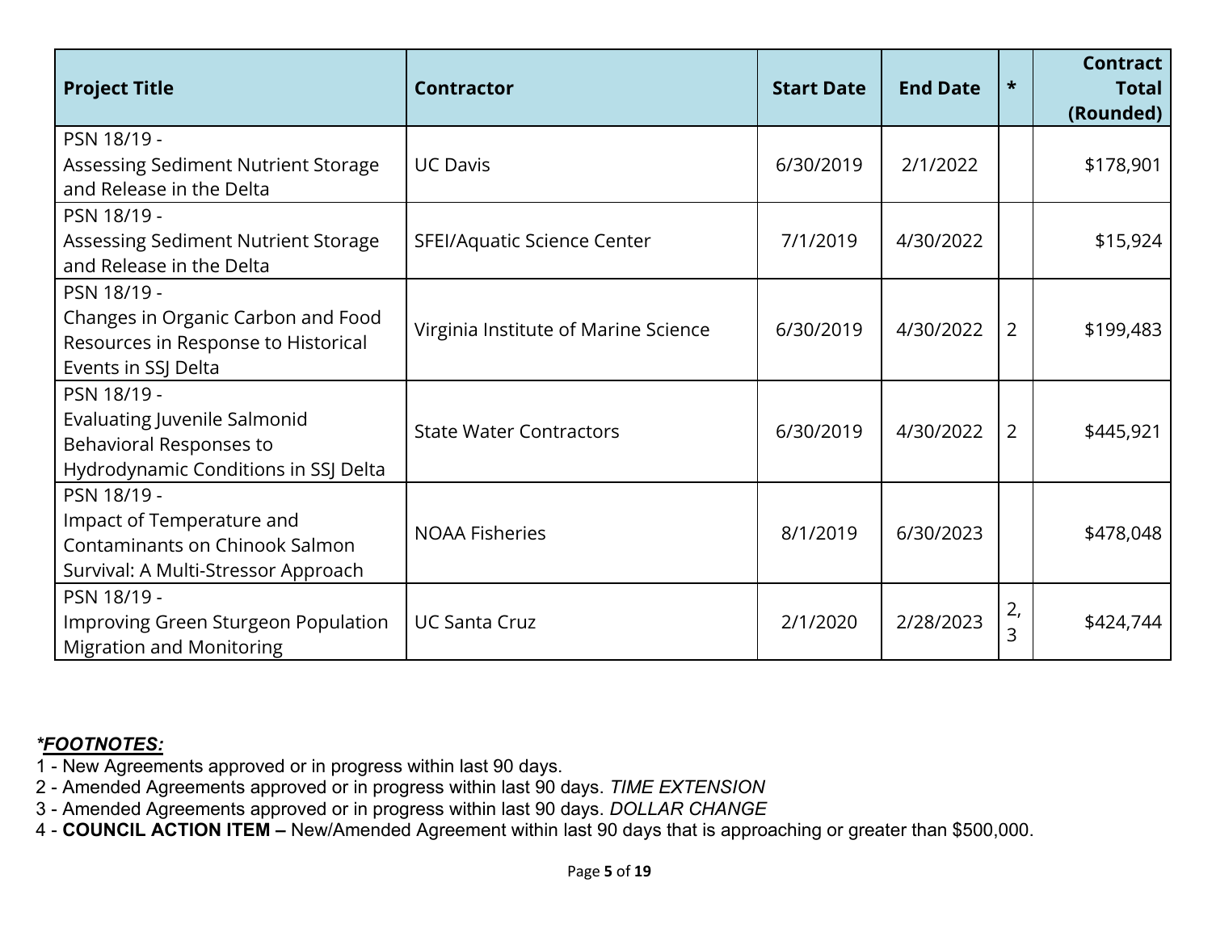| Project Title | Contractor | Start Date | End Date | * | Contract Total (Rounded) |
|---|---|---|---|---|---|
| PSN 18/19 - Assessing Sediment Nutrient Storage and Release in the Delta | UC Davis | 6/30/2019 | 2/1/2022 | | $178,901 |
| PSN 18/19 - Assessing Sediment Nutrient Storage and Release in the Delta | SFEI/Aquatic Science Center | 7/1/2019 | 4/30/2022 | | $15,924 |
| PSN 18/19 - Changes in Organic Carbon and Food Resources in Response to Historical Events in SSJ Delta | Virginia Institute of Marine Science | 6/30/2019 | 4/30/2022 | 2 | $199,483 |
| PSN 18/19 - Evaluating Juvenile Salmonid Behavioral Responses to Hydrodynamic Conditions in SSJ Delta | State Water Contractors | 6/30/2019 | 4/30/2022 | 2 | $445,921 |
| PSN 18/19 - Impact of Temperature and Contaminants on Chinook Salmon Survival: A Multi-Stressor Approach | NOAA Fisheries | 8/1/2019 | 6/30/2023 | | $478,048 |
| PSN 18/19 - Improving Green Sturgeon Population Migration and Monitoring | UC Santa Cruz | 2/1/2020 | 2/28/2023 | 2, 3 | $424,744 |

***FOOTNOTES:***

1 - New Agreements approved or in progress within last 90 days.
2 - Amended Agreements approved or in progress within last 90 days. *TIME EXTENSION*
3 - Amended Agreements approved or in progress within last 90 days. *DOLLAR CHANGE*
4 - **COUNCIL ACTION ITEM –** New/Amended Agreement within last 90 days that is approaching or greater than $500,000.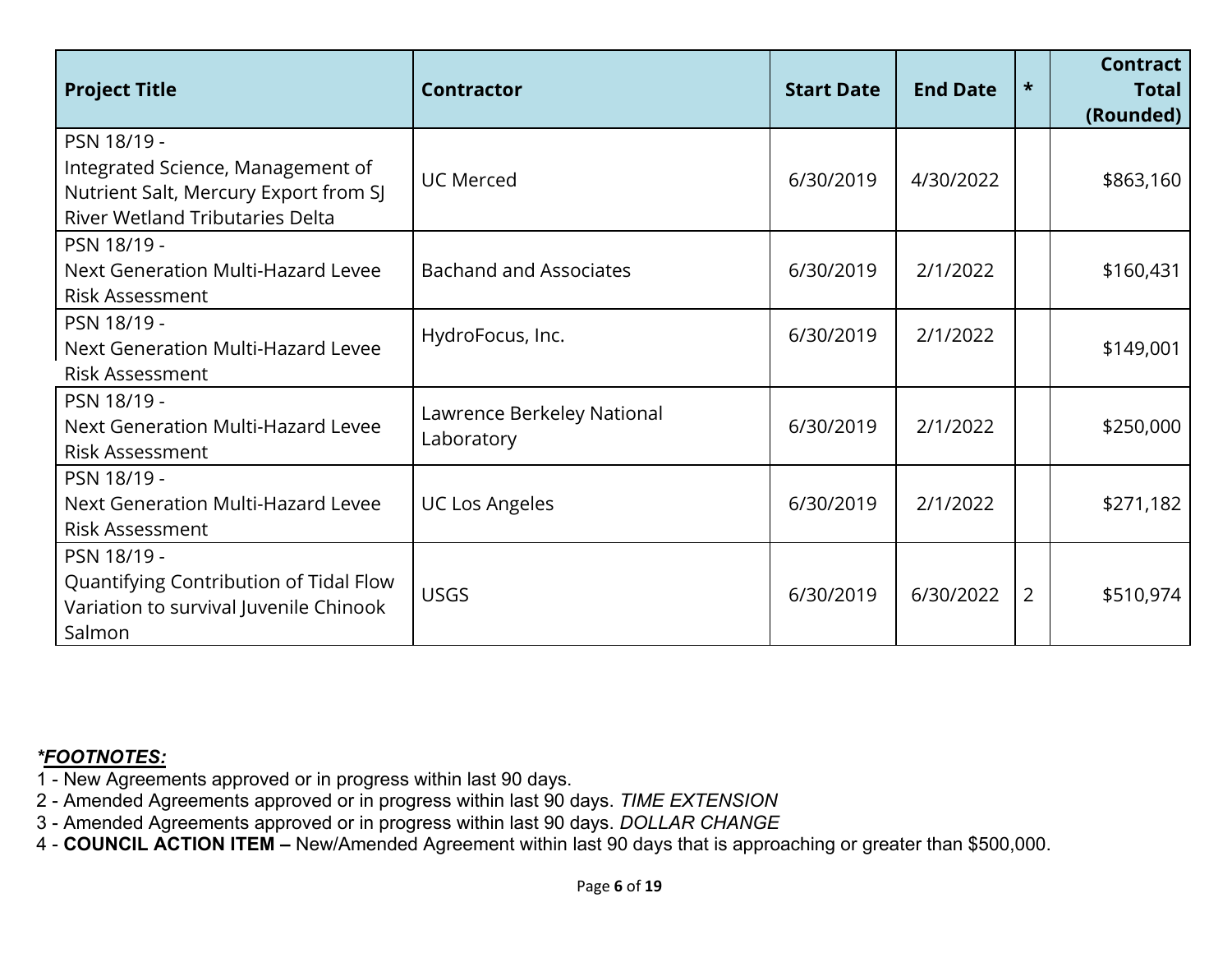| Project Title | Contractor | Start Date | End Date | * | Contract Total (Rounded) |
|---|---|---|---|---|---|
| PSN 18/19 - Integrated Science, Management of Nutrient Salt, Mercury Export from SJ River Wetland Tributaries Delta | UC Merced | 6/30/2019 | 4/30/2022 | | $863,160 |
| PSN 18/19 - Next Generation Multi-Hazard Levee Risk Assessment | Bachand and Associates | 6/30/2019 | 2/1/2022 | | $160,431 |
| PSN 18/19 - Next Generation Multi-Hazard Levee Risk Assessment | HydroFocus, Inc. | 6/30/2019 | 2/1/2022 | | $149,001 |
| PSN 18/19 - Next Generation Multi-Hazard Levee Risk Assessment | Lawrence Berkeley National Laboratory | 6/30/2019 | 2/1/2022 | | $250,000 |
| PSN 18/19 - Next Generation Multi-Hazard Levee Risk Assessment | UC Los Angeles | 6/30/2019 | 2/1/2022 | | $271,182 |
| PSN 18/19 - Quantifying Contribution of Tidal Flow Variation to survival Juvenile Chinook Salmon | USGS | 6/30/2019 | 6/30/2022 | 2 | $510,974 |

***FOOTNOTES:***

1 - New Agreements approved or in progress within last 90 days.
2 - Amended Agreements approved or in progress within last 90 days. *TIME EXTENSION*
3 - Amended Agreements approved or in progress within last 90 days. *DOLLAR CHANGE*
4 - **COUNCIL ACTION ITEM –** New/Amended Agreement within last 90 days that is approaching or greater than $500,000.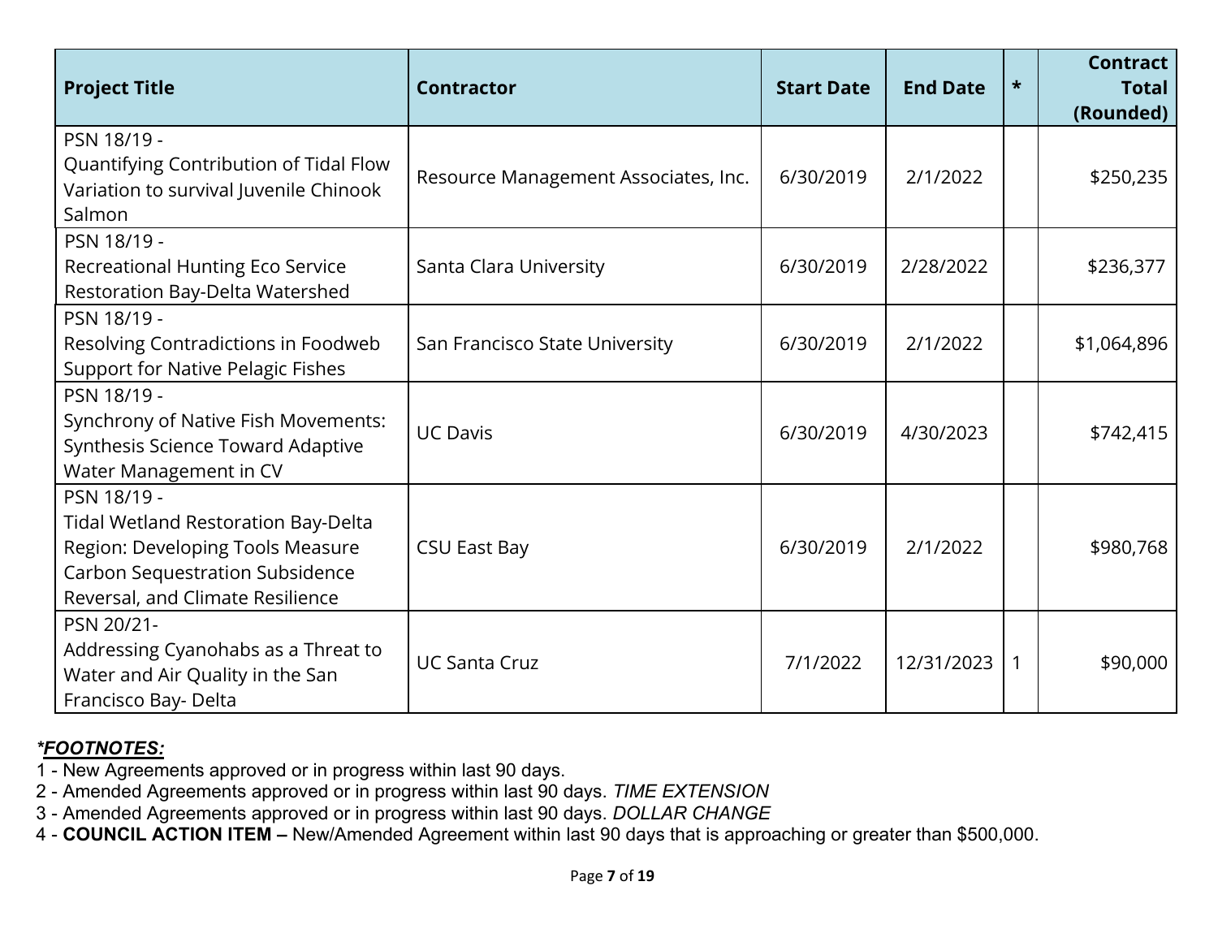| Project Title | Contractor | Start Date | End Date | * | Contract Total (Rounded) |
|---|---|---|---|---|---|
| PSN 18/19 - Quantifying Contribution of Tidal Flow Variation to survival Juvenile Chinook Salmon | Resource Management Associates, Inc. | 6/30/2019 | 2/1/2022 | | $250,235 |
| PSN 18/19 - Recreational Hunting Eco Service Restoration Bay-Delta Watershed | Santa Clara University | 6/30/2019 | 2/28/2022 | | $236,377 |
| PSN 18/19 - Resolving Contradictions in Foodweb Support for Native Pelagic Fishes | San Francisco State University | 6/30/2019 | 2/1/2022 | | $1,064,896 |
| PSN 18/19 - Synchrony of Native Fish Movements: Synthesis Science Toward Adaptive Water Management in CV | UC Davis | 6/30/2019 | 4/30/2023 | | $742,415 |
| PSN 18/19 - Tidal Wetland Restoration Bay-Delta Region: Developing Tools Measure Carbon Sequestration Subsidence Reversal, and Climate Resilience | CSU East Bay | 6/30/2019 | 2/1/2022 | | $980,768 |
| PSN 20/21- Addressing Cyanohabs as a Threat to Water and Air Quality in the San Francisco Bay- Delta | UC Santa Cruz | 7/1/2022 | 12/31/2023 | 1 | $90,000 |

***FOOTNOTES:***

1 - New Agreements approved or in progress within last 90 days.
2 - Amended Agreements approved or in progress within last 90 days. *TIME EXTENSION*
3 - Amended Agreements approved or in progress within last 90 days. *DOLLAR CHANGE*
4 - **COUNCIL ACTION ITEM –** New/Amended Agreement within last 90 days that is approaching or greater than $500,000.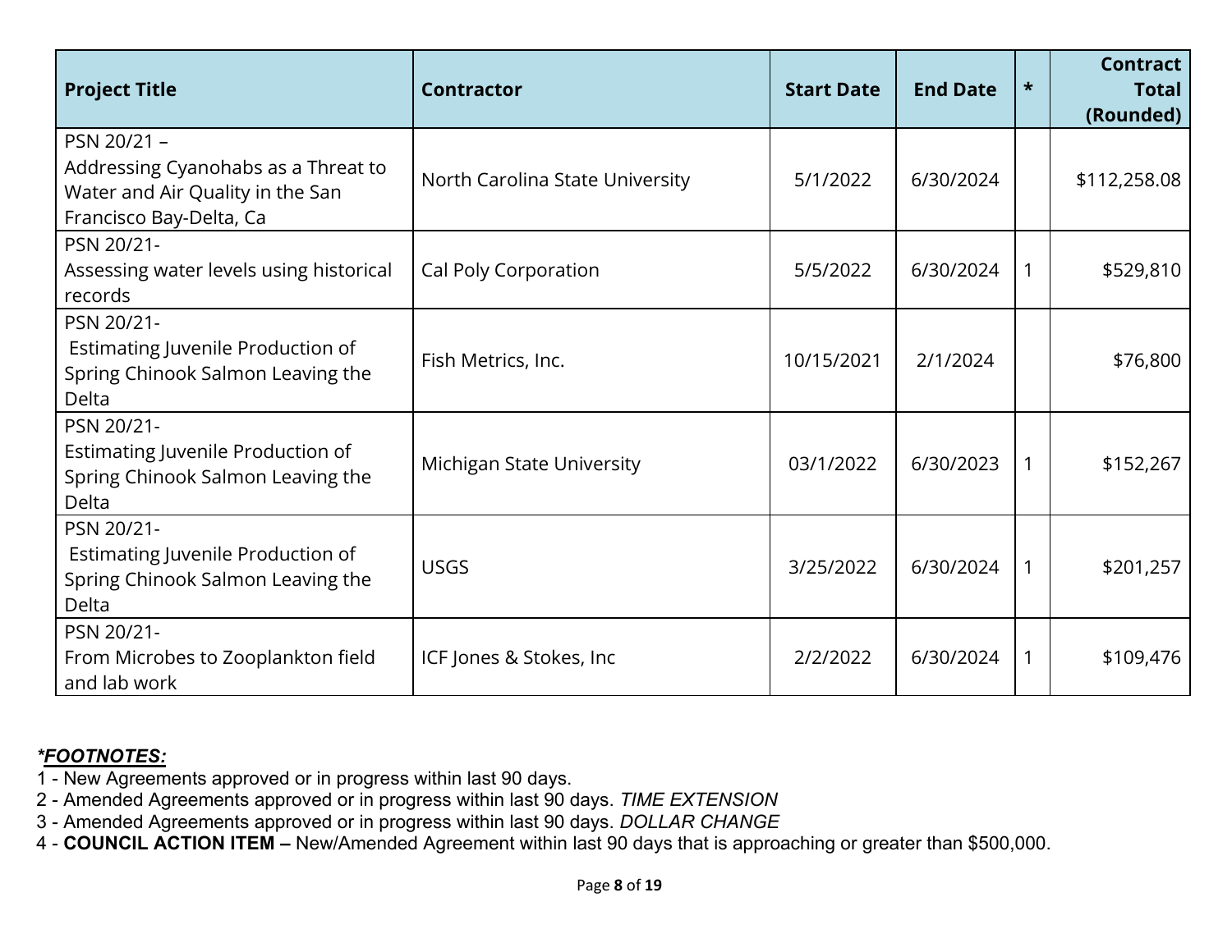| Project Title | Contractor | Start Date | End Date | * | Contract Total (Rounded) |
|---|---|---|---|---|---|
| PSN 20/21 – Addressing Cyanohabs as a Threat to Water and Air Quality in the San Francisco Bay-Delta, Ca | North Carolina State University | 5/1/2022 | 6/30/2024 | | $112,258.08 |
| PSN 20/21- Assessing water levels using historical records | Cal Poly Corporation | 5/5/2022 | 6/30/2024 | 1 | $529,810 |
| PSN 20/21- Estimating Juvenile Production of Spring Chinook Salmon Leaving the Delta | Fish Metrics, Inc. | 10/15/2021 | 2/1/2024 | | $76,800 |
| PSN 20/21- Estimating Juvenile Production of Spring Chinook Salmon Leaving the Delta | Michigan State University | 03/1/2022 | 6/30/2023 | 1 | $152,267 |
| PSN 20/21- Estimating Juvenile Production of Spring Chinook Salmon Leaving the Delta | USGS | 3/25/2022 | 6/30/2024 | 1 | $201,257 |
| PSN 20/21- From Microbes to Zooplankton field and lab work | ICF Jones & Stokes, Inc | 2/2/2022 | 6/30/2024 | 1 | $109,476 |

***FOOTNOTES:***

1 - New Agreements approved or in progress within last 90 days.
2 - Amended Agreements approved or in progress within last 90 days. *TIME EXTENSION*
3 - Amended Agreements approved or in progress within last 90 days. *DOLLAR CHANGE*
4 - **COUNCIL ACTION ITEM –** New/Amended Agreement within last 90 days that is approaching or greater than $500,000.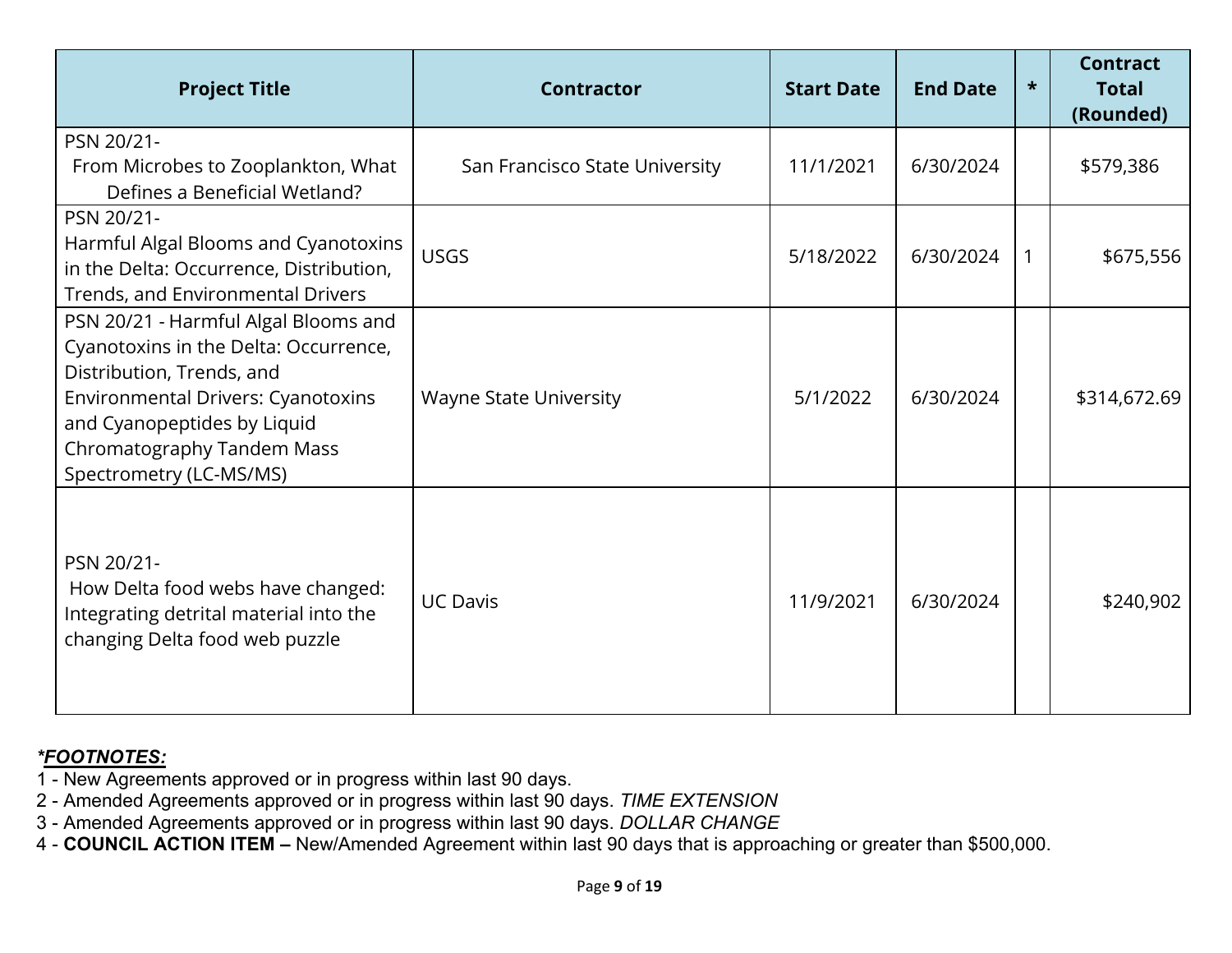| Project Title | Contractor | Start Date | End Date | * | Contract Total (Rounded) |
|---|---|---|---|---|---|
| PSN 20/21- From Microbes to Zooplankton, What Defines a Beneficial Wetland? | San Francisco State University | 11/1/2021 | 6/30/2024 | | $579,386 |
| PSN 20/21- Harmful Algal Blooms and Cyanotoxins in the Delta: Occurrence, Distribution, Trends, and Environmental Drivers | USGS | 5/18/2022 | 6/30/2024 | 1 | $675,556 |
| PSN 20/21 - Harmful Algal Blooms and Cyanotoxins in the Delta: Occurrence, Distribution, Trends, and Environmental Drivers: Cyanotoxins and Cyanopeptides by Liquid Chromatography Tandem Mass Spectrometry (LC-MS/MS) | Wayne State University | 5/1/2022 | 6/30/2024 | | $314,672.69 |
| PSN 20/21- How Delta food webs have changed: Integrating detrital material into the changing Delta food web puzzle | UC Davis | 11/9/2021 | 6/30/2024 | | $240,902 |

***FOOTNOTES:***

1 - New Agreements approved or in progress within last 90 days.
2 - Amended Agreements approved or in progress within last 90 days. *TIME EXTENSION*
3 - Amended Agreements approved or in progress within last 90 days. *DOLLAR CHANGE*
4 - **COUNCIL ACTION ITEM –** New/Amended Agreement within last 90 days that is approaching or greater than $500,000.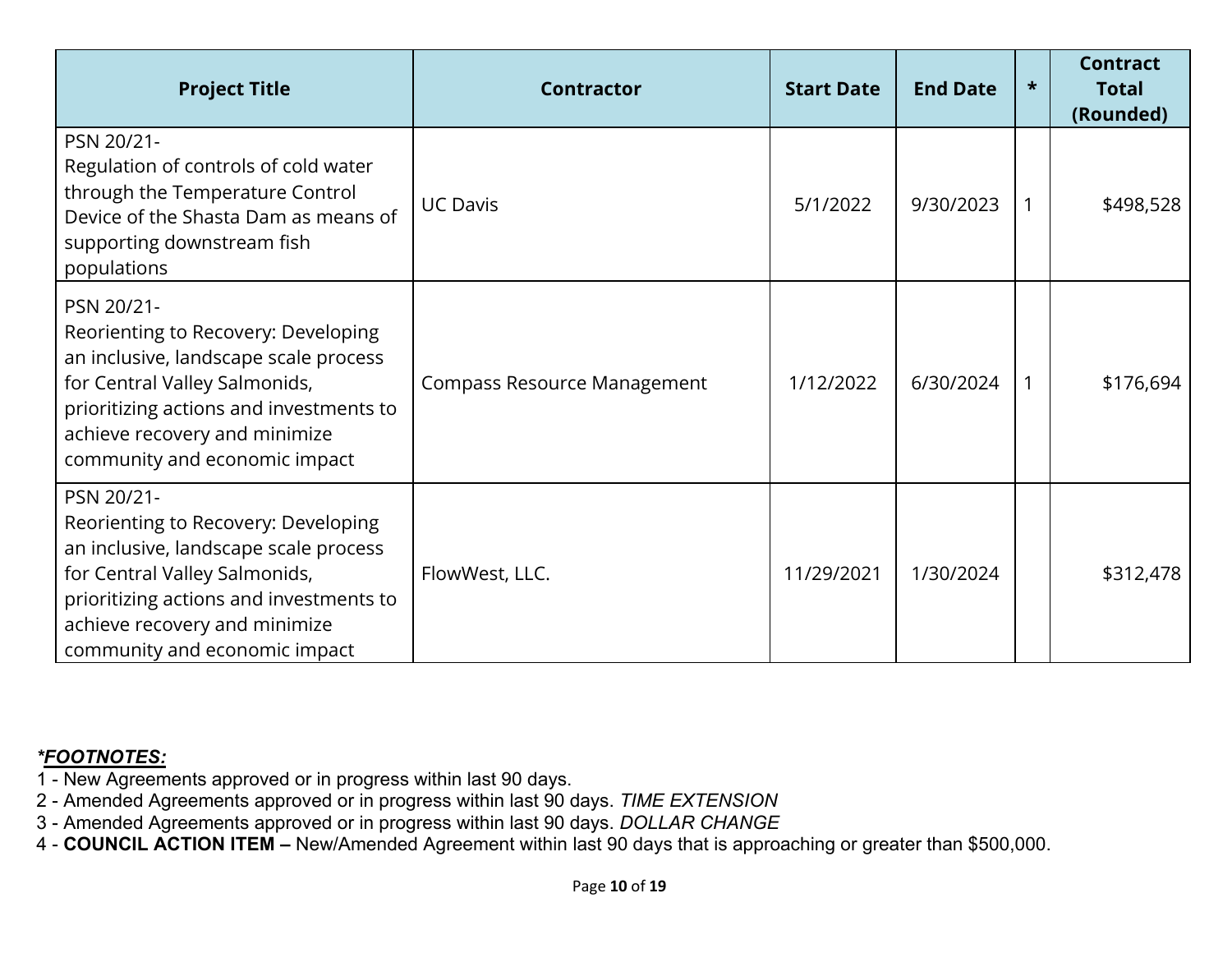| Project Title | Contractor | Start Date | End Date | * | Contract Total (Rounded) |
|---|---|---|---|---|---|
| PSN 20/21- Regulation of controls of cold water through the Temperature Control Device of the Shasta Dam as means of supporting downstream fish populations | UC Davis | 5/1/2022 | 9/30/2023 | 1 | $498,528 |
| PSN 20/21- Reorienting to Recovery: Developing an inclusive, landscape scale process for Central Valley Salmonids, prioritizing actions and investments to achieve recovery and minimize community and economic impact | Compass Resource Management | 1/12/2022 | 6/30/2024 | 1 | $176,694 |
| PSN 20/21- Reorienting to Recovery: Developing an inclusive, landscape scale process for Central Valley Salmonids, prioritizing actions and investments to achieve recovery and minimize community and economic impact | FlowWest, LLC. | 11/29/2021 | 1/30/2024 | | $312,478 |

***FOOTNOTES:***

1 - New Agreements approved or in progress within last 90 days.
2 - Amended Agreements approved or in progress within last 90 days. *TIME EXTENSION*
3 - Amended Agreements approved or in progress within last 90 days. *DOLLAR CHANGE*
4 - **COUNCIL ACTION ITEM –** New/Amended Agreement within last 90 days that is approaching or greater than $500,000.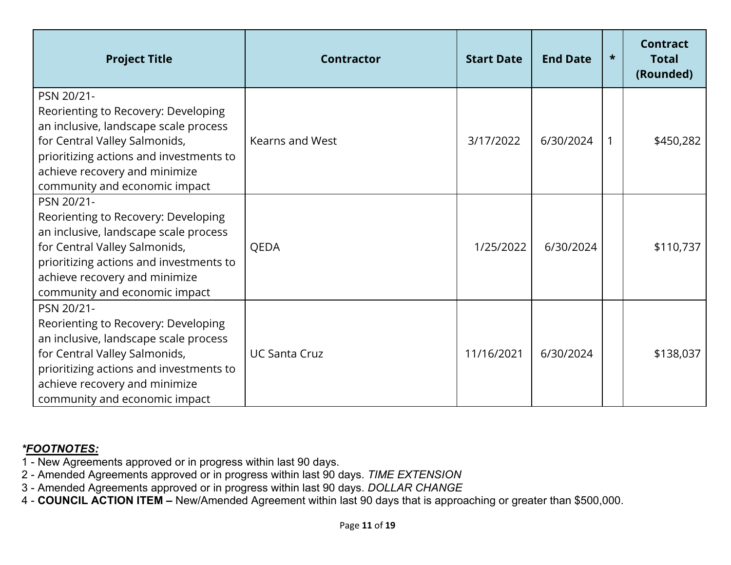| Project Title | Contractor | Start Date | End Date | * | Contract Total (Rounded) |
|---|---|---|---|---|---|
| PSN 20/21- Reorienting to Recovery: Developing an inclusive, landscape scale process for Central Valley Salmonids, prioritizing actions and investments to achieve recovery and minimize community and economic impact | Kearns and West | 3/17/2022 | 6/30/2024 | 1 | $450,282 |
| PSN 20/21- Reorienting to Recovery: Developing an inclusive, landscape scale process for Central Valley Salmonids, prioritizing actions and investments to achieve recovery and minimize community and economic impact | QEDA | 1/25/2022 | 6/30/2024 | | $110,737 |
| PSN 20/21- Reorienting to Recovery: Developing an inclusive, landscape scale process for Central Valley Salmonids, prioritizing actions and investments to achieve recovery and minimize community and economic impact | UC Santa Cruz | 11/16/2021 | 6/30/2024 | | $138,037 |

***FOOTNOTES:***

1 - New Agreements approved or in progress within last 90 days.
2 - Amended Agreements approved or in progress within last 90 days. *TIME EXTENSION*
3 - Amended Agreements approved or in progress within last 90 days. *DOLLAR CHANGE*
4 - **COUNCIL ACTION ITEM –** New/Amended Agreement within last 90 days that is approaching or greater than $500,000.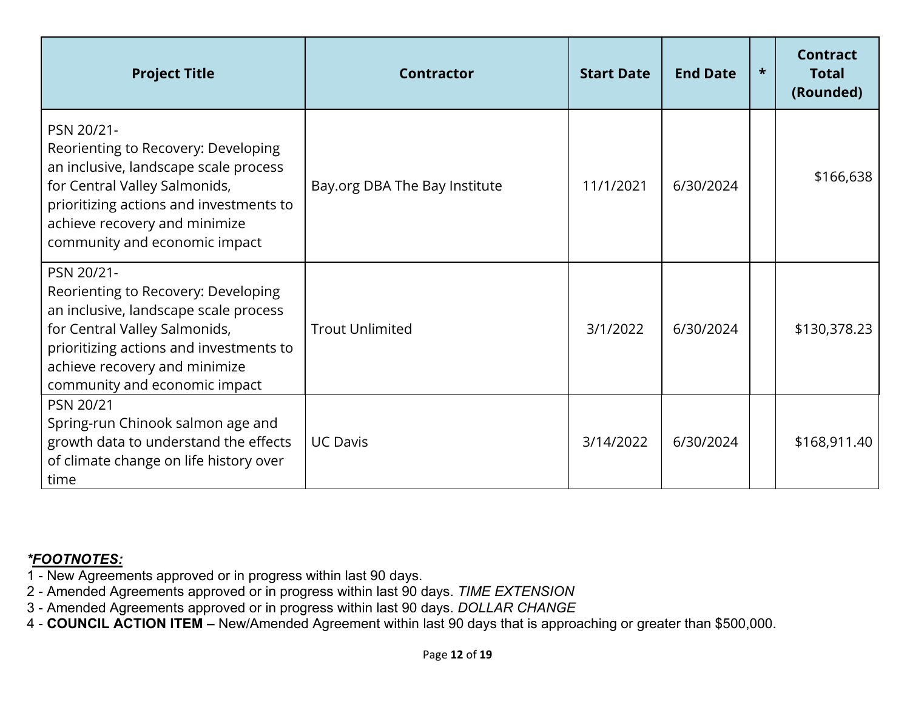| Project Title | Contractor | Start Date | End Date | * | Contract Total (Rounded) |
|---|---|---|---|---|---|
| PSN 20/21- Reorienting to Recovery: Developing an inclusive, landscape scale process for Central Valley Salmonids, prioritizing actions and investments to achieve recovery and minimize community and economic impact | Bay.org DBA The Bay Institute | 11/1/2021 | 6/30/2024 | | $166,638 |
| PSN 20/21- Reorienting to Recovery: Developing an inclusive, landscape scale process for Central Valley Salmonids, prioritizing actions and investments to achieve recovery and minimize community and economic impact | Trout Unlimited | 3/1/2022 | 6/30/2024 | | $130,378.23 |
| PSN 20/21 Spring-run Chinook salmon age and growth data to understand the effects of climate change on life history over time | UC Davis | 3/14/2022 | 6/30/2024 | | $168,911.40 |

***FOOTNOTES:***

1 - New Agreements approved or in progress within last 90 days.
2 - Amended Agreements approved or in progress within last 90 days. *TIME EXTENSION*
3 - Amended Agreements approved or in progress within last 90 days. *DOLLAR CHANGE*
4 - **COUNCIL ACTION ITEM –** New/Amended Agreement within last 90 days that is approaching or greater than $500,000.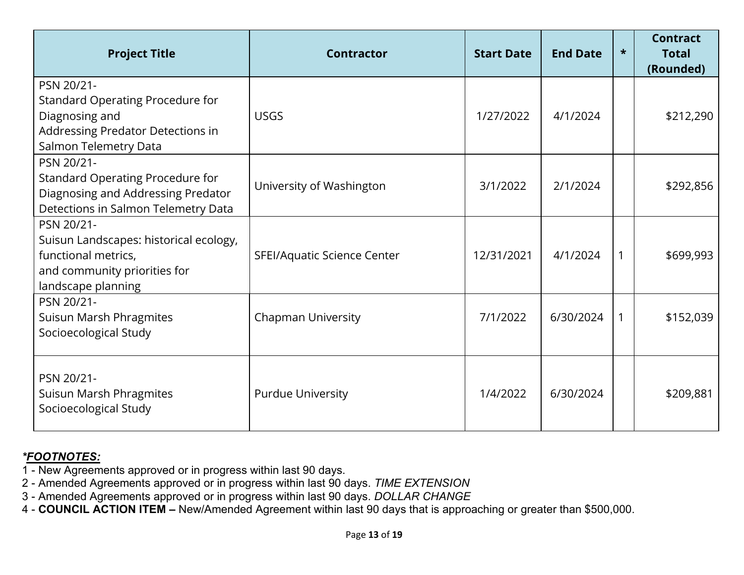| Project Title | Contractor | Start Date | End Date | * | Contract Total (Rounded) |
|---|---|---|---|---|---|
| PSN 20/21- Standard Operating Procedure for Diagnosing and Addressing Predator Detections in Salmon Telemetry Data | USGS | 1/27/2022 | 4/1/2024 | | $212,290 |
| PSN 20/21- Standard Operating Procedure for Diagnosing and Addressing Predator Detections in Salmon Telemetry Data | University of Washington | 3/1/2022 | 2/1/2024 | | $292,856 |
| PSN 20/21- Suisun Landscapes: historical ecology, functional metrics, and community priorities for landscape planning | SFEI/Aquatic Science Center | 12/31/2021 | 4/1/2024 | 1 | $699,993 |
| PSN 20/21- Suisun Marsh Phragmites Socioecological Study | Chapman University | 7/1/2022 | 6/30/2024 | 1 | $152,039 |
| PSN 20/21- Suisun Marsh Phragmites Socioecological Study | Purdue University | 1/4/2022 | 6/30/2024 | | $209,881 |

***FOOTNOTES:***

1 - New Agreements approved or in progress within last 90 days.
2 - Amended Agreements approved or in progress within last 90 days. *TIME EXTENSION*
3 - Amended Agreements approved or in progress within last 90 days. *DOLLAR CHANGE*
4 - **COUNCIL ACTION ITEM –** New/Amended Agreement within last 90 days that is approaching or greater than $500,000.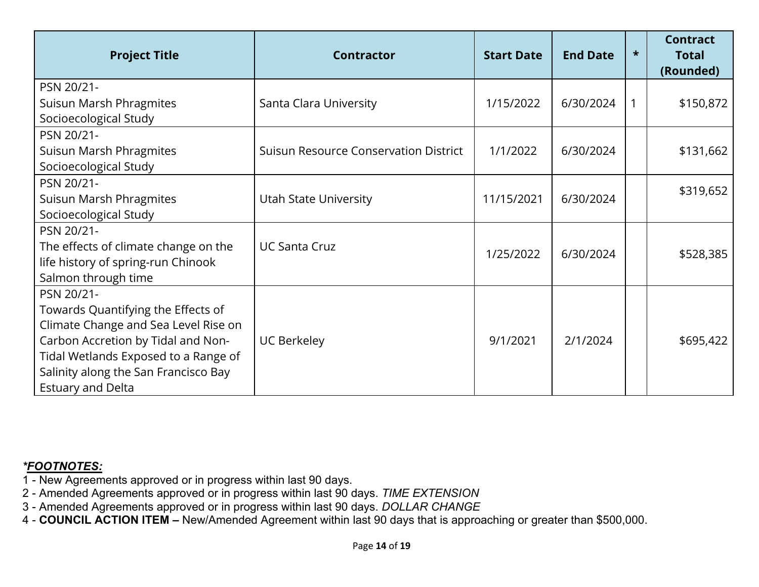| Project Title | Contractor | Start Date | End Date | * | Contract Total (Rounded) |
| --- | --- | --- | --- | --- | --- |
| PSN 20/21- Suisun Marsh Phragmites Socioecological Study | Santa Clara University | 1/15/2022 | 6/30/2024 | 1 | $150,872 |
| PSN 20/21- Suisun Marsh Phragmites Socioecological Study | Suisun Resource Conservation District | 1/1/2022 | 6/30/2024 | | $131,662 |
| PSN 20/21- Suisun Marsh Phragmites Socioecological Study | Utah State University | 11/15/2021 | 6/30/2024 | | $319,652 |
| PSN 20/21- The effects of climate change on the life history of spring-run Chinook Salmon through time | UC Santa Cruz | 1/25/2022 | 6/30/2024 | | $528,385 |
| PSN 20/21- Towards Quantifying the Effects of Climate Change and Sea Level Rise on Carbon Accretion by Tidal and Non-Tidal Wetlands Exposed to a Range of Salinity along the San Francisco Bay Estuary and Delta | UC Berkeley | 9/1/2021 | 2/1/2024 | | $695,422 |

***FOOTNOTES:***

1 - New Agreements approved or in progress within last 90 days.
2 - Amended Agreements approved or in progress within last 90 days. *TIME EXTENSION*
3 - Amended Agreements approved or in progress within last 90 days. *DOLLAR CHANGE*
4 - **COUNCIL ACTION ITEM –** New/Amended Agreement within last 90 days that is approaching or greater than $500,000.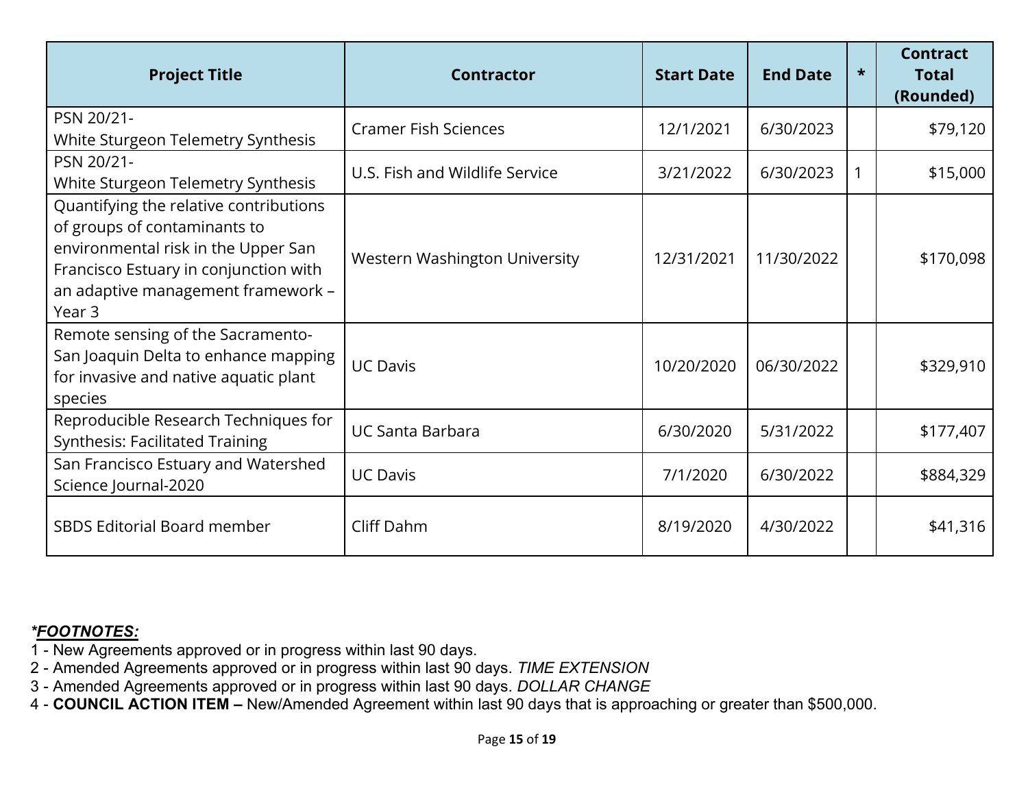| Project Title | Contractor | Start Date | End Date | * | Contract Total (Rounded) |
|---|---|---|---|---|---|
| PSN 20/21- White Sturgeon Telemetry Synthesis | Cramer Fish Sciences | 12/1/2021 | 6/30/2023 | | $79,120 |
| PSN 20/21- White Sturgeon Telemetry Synthesis | U.S. Fish and Wildlife Service | 3/21/2022 | 6/30/2023 | 1 | $15,000 |
| Quantifying the relative contributions of groups of contaminants to environmental risk in the Upper San Francisco Estuary in conjunction with an adaptive management framework – Year 3 | Western Washington University | 12/31/2021 | 11/30/2022 | | $170,098 |
| Remote sensing of the Sacramento-San Joaquin Delta to enhance mapping for invasive and native aquatic plant species | UC Davis | 10/20/2020 | 06/30/2022 | | $329,910 |
| Reproducible Research Techniques for Synthesis: Facilitated Training | UC Santa Barbara | 6/30/2020 | 5/31/2022 | | $177,407 |
| San Francisco Estuary and Watershed Science Journal-2020 | UC Davis | 7/1/2020 | 6/30/2022 | | $884,329 |
| SBDS Editorial Board member | Cliff Dahm | 8/19/2020 | 4/30/2022 | | $41,316 |

***FOOTNOTES:***

1 - New Agreements approved or in progress within last 90 days.
2 - Amended Agreements approved or in progress within last 90 days. *TIME EXTENSION*
3 - Amended Agreements approved or in progress within last 90 days. *DOLLAR CHANGE*
4 - **COUNCIL ACTION ITEM –** New/Amended Agreement within last 90 days that is approaching or greater than $500,000.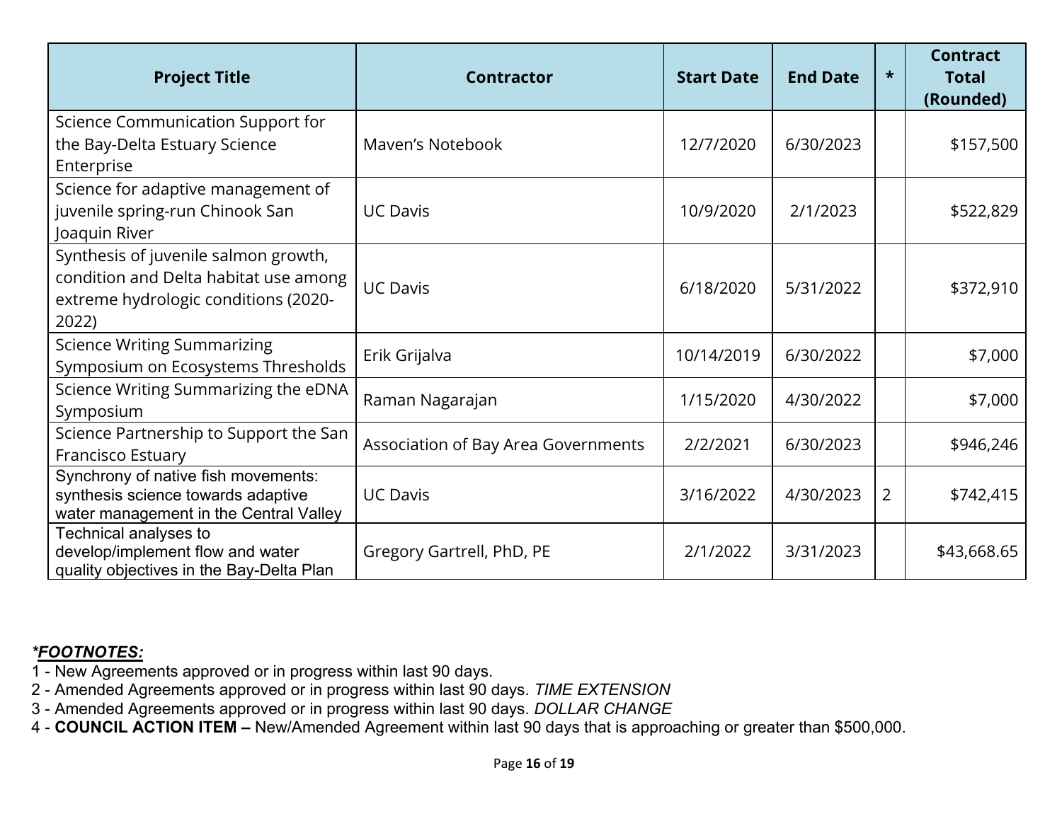| Project Title | Contractor | Start Date | End Date | * | Contract Total (Rounded) |
|---|---|---|---|---|---|
| Science Communication Support for the Bay-Delta Estuary Science Enterprise | Maven's Notebook | 12/7/2020 | 6/30/2023 | | $157,500 |
| Science for adaptive management of juvenile spring-run Chinook San Joaquin River | UC Davis | 10/9/2020 | 2/1/2023 | | $522,829 |
| Synthesis of juvenile salmon growth, condition and Delta habitat use among extreme hydrologic conditions (2020-2022) | UC Davis | 6/18/2020 | 5/31/2022 | | $372,910 |
| Science Writing Summarizing Symposium on Ecosystems Thresholds | Erik Grijalva | 10/14/2019 | 6/30/2022 | | $7,000 |
| Science Writing Summarizing the eDNA Symposium | Raman Nagarajan | 1/15/2020 | 4/30/2022 | | $7,000 |
| Science Partnership to Support the San Francisco Estuary | Association of Bay Area Governments | 2/2/2021 | 6/30/2023 | | $946,246 |
| Synchrony of native fish movements: synthesis science towards adaptive water management in the Central Valley | UC Davis | 3/16/2022 | 4/30/2023 | 2 | $742,415 |
| Technical analyses to develop/implement flow and water quality objectives in the Bay-Delta Plan | Gregory Gartrell, PhD, PE | 2/1/2022 | 3/31/2023 | | $43,668.65 |

***FOOTNOTES:***

1 - New Agreements approved or in progress within last 90 days.
2 - Amended Agreements approved or in progress within last 90 days. *TIME EXTENSION*
3 - Amended Agreements approved or in progress within last 90 days. *DOLLAR CHANGE*
4 - **COUNCIL ACTION ITEM –** New/Amended Agreement within last 90 days that is approaching or greater than $500,000.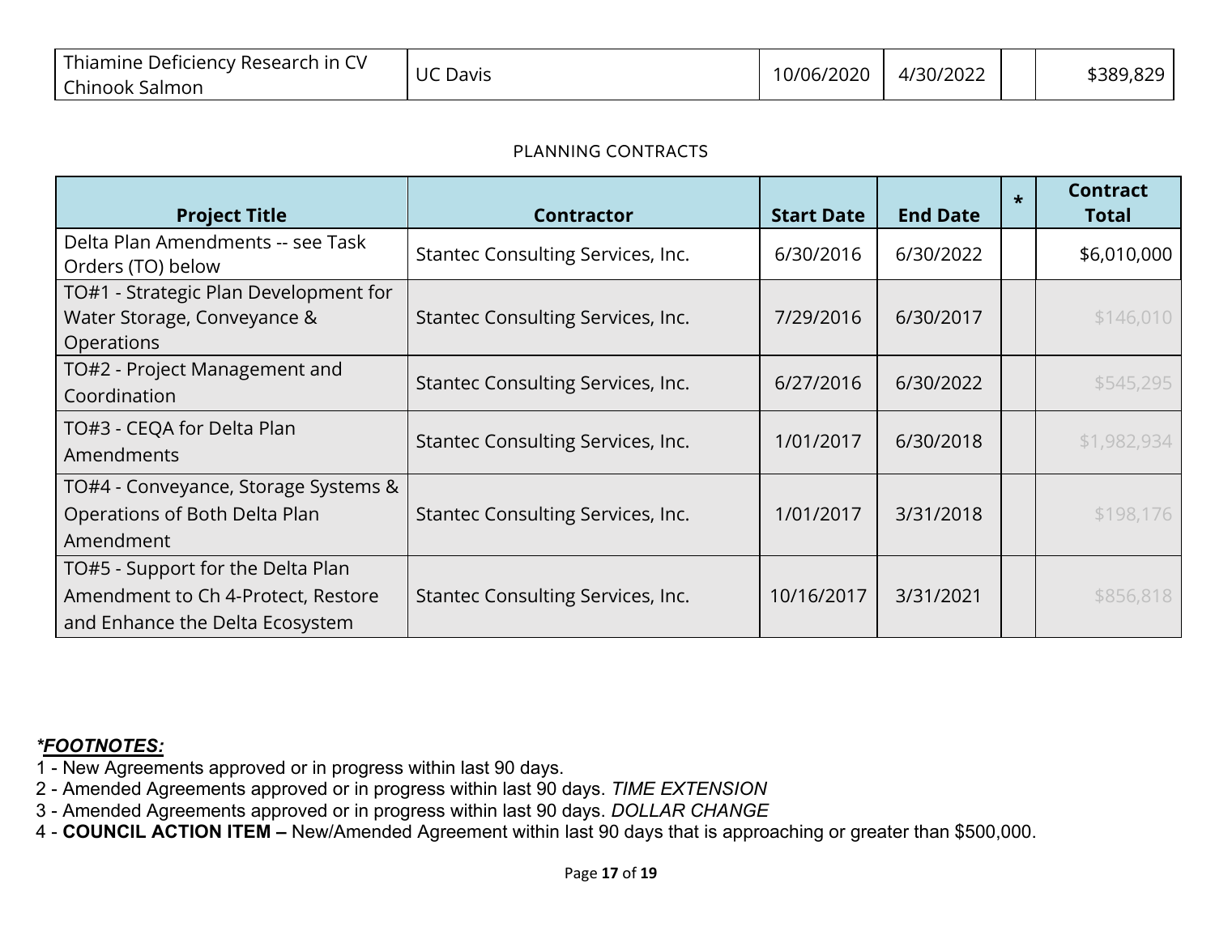| | | | | | |
|---|---|---|---|---|---|
| Thiamine Deficiency Research in CV Chinook Salmon | UC Davis | 10/06/2020 | 4/30/2022 | | $389,829 |

PLANNING CONTRACTS

| Project Title | Contractor | Start Date | End Date | * | Contract Total |
|---|---|---|---|---|---|
| Delta Plan Amendments -- see Task Orders (TO) below | Stantec Consulting Services, Inc. | 6/30/2016 | 6/30/2022 | | $6,010,000 |
| TO#1 - Strategic Plan Development for Water Storage, Conveyance & Operations | Stantec Consulting Services, Inc. | 7/29/2016 | 6/30/2017 | | $146,010 |
| TO#2 - Project Management and Coordination | Stantec Consulting Services, Inc. | 6/27/2016 | 6/30/2022 | | $545,295 |
| TO#3 - CEQA for Delta Plan Amendments | Stantec Consulting Services, Inc. | 1/01/2017 | 6/30/2018 | | $1,982,934 |
| TO#4 - Conveyance, Storage Systems & Operations of Both Delta Plan Amendment | Stantec Consulting Services, Inc. | 1/01/2017 | 3/31/2018 | | $198,176 |
| TO#5 - Support for the Delta Plan Amendment to Ch 4-Protect, Restore and Enhance the Delta Ecosystem | Stantec Consulting Services, Inc. | 10/16/2017 | 3/31/2021 | | $856,818 |

***FOOTNOTES:***

1 - New Agreements approved or in progress within last 90 days.
2 - Amended Agreements approved or in progress within last 90 days. *TIME EXTENSION*
3 - Amended Agreements approved or in progress within last 90 days. *DOLLAR CHANGE*
4 - **COUNCIL ACTION ITEM –** New/Amended Agreement within last 90 days that is approaching or greater than $500,000.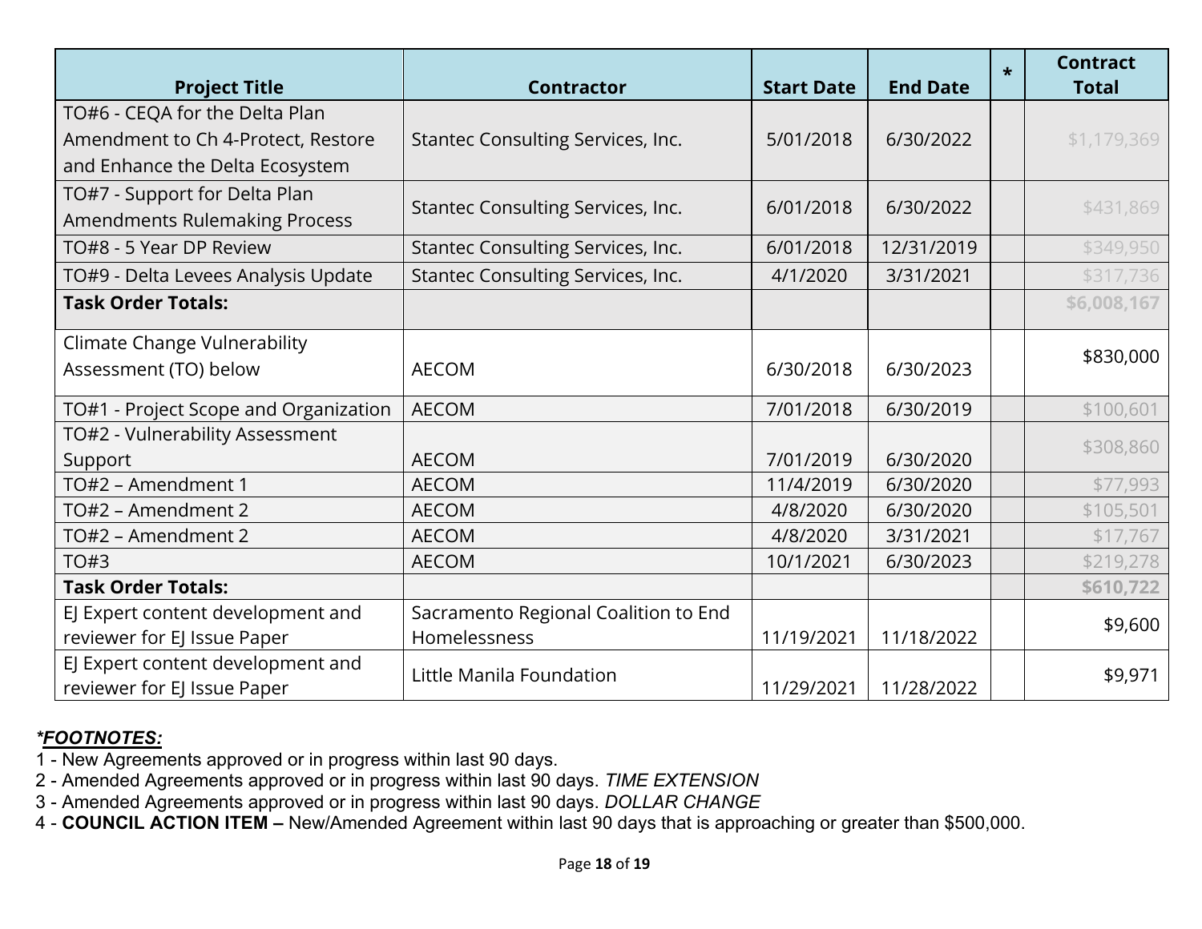| Project Title | Contractor | Start Date | End Date | * | Contract Total |
|---|---|---|---|---|---|
| TO#6 - CEQA for the Delta Plan Amendment to Ch 4-Protect, Restore and Enhance the Delta Ecosystem | Stantec Consulting Services, Inc. | 5/01/2018 | 6/30/2022 | | $1,179,369 |
| TO#7 - Support for Delta Plan Amendments Rulemaking Process | Stantec Consulting Services, Inc. | 6/01/2018 | 6/30/2022 | | $431,869 |
| TO#8 - 5 Year DP Review | Stantec Consulting Services, Inc. | 6/01/2018 | 12/31/2019 | | $349,950 |
| TO#9 - Delta Levees Analysis Update | Stantec Consulting Services, Inc. | 4/1/2020 | 3/31/2021 | | $317,736 |
| **Task Order Totals:** | | | | | **$6,008,167** |
| Climate Change Vulnerability Assessment (TO) below | AECOM | 6/30/2018 | 6/30/2023 | | $830,000 |
| TO#1 - Project Scope and Organization | AECOM | 7/01/2018 | 6/30/2019 | | $100,601 |
| TO#2 - Vulnerability Assessment Support | AECOM | 7/01/2019 | 6/30/2020 | | $308,860 |
| TO#2 – Amendment 1 | AECOM | 11/4/2019 | 6/30/2020 | | $77,993 |
| TO#2 – Amendment 2 | AECOM | 4/8/2020 | 6/30/2020 | | $105,501 |
| TO#2 – Amendment 2 | AECOM | 4/8/2020 | 3/31/2021 | | $17,767 |
| TO#3 | AECOM | 10/1/2021 | 6/30/2023 | | $219,278 |
| **Task Order Totals:** | | | | | **$610,722** |
| EJ Expert content development and reviewer for EJ Issue Paper | Sacramento Regional Coalition to End Homelessness | 11/19/2021 | 11/18/2022 | | $9,600 |
| EJ Expert content development and reviewer for EJ Issue Paper | Little Manila Foundation | 11/29/2021 | 11/28/2022 | | $9,971 |

***FOOTNOTES:***

1 - New Agreements approved or in progress within last 90 days.
2 - Amended Agreements approved or in progress within last 90 days. *TIME EXTENSION*
3 - Amended Agreements approved or in progress within last 90 days. *DOLLAR CHANGE*
4 - **COUNCIL ACTION ITEM –** New/Amended Agreement within last 90 days that is approaching or greater than $500,000.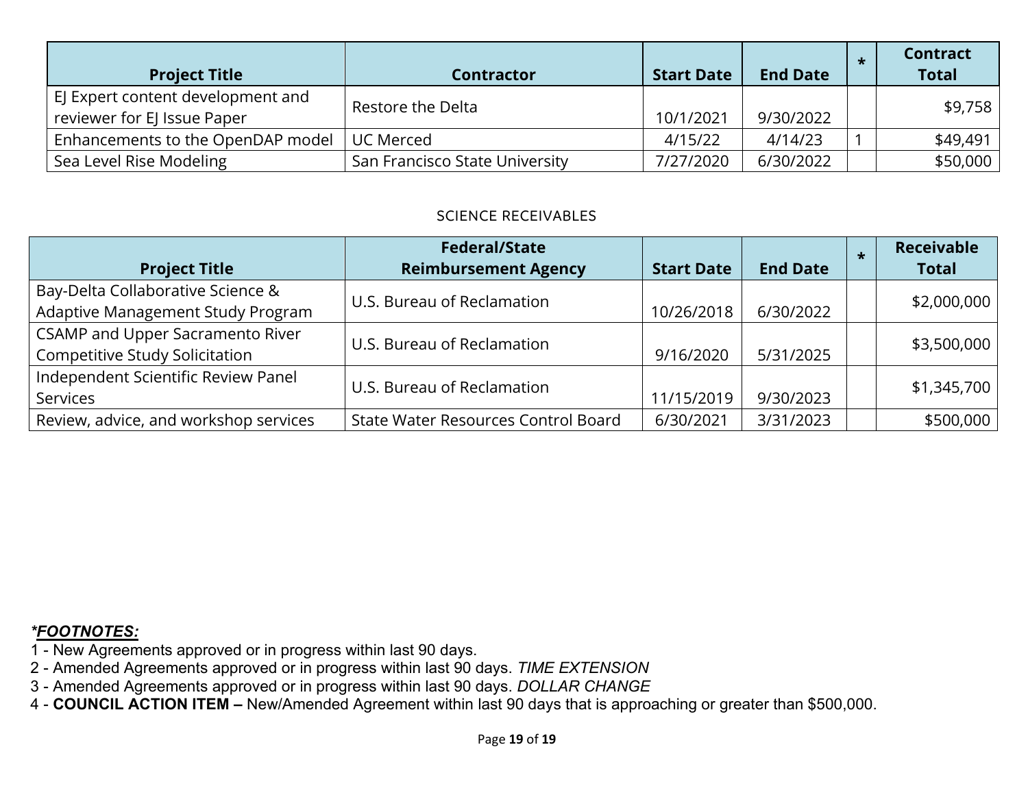| Project Title | Contractor | Start Date | End Date | * | Contract Total |
|---|---|---|---|---|---|
| EJ Expert content development and reviewer for EJ Issue Paper | Restore the Delta | 10/1/2021 | 9/30/2022 | | $9,758 |
| Enhancements to the OpenDAP model | UC Merced | 4/15/22 | 4/14/23 | 1 | $49,491 |
| Sea Level Rise Modeling | San Francisco State University | 7/27/2020 | 6/30/2022 | | $50,000 |

SCIENCE RECEIVABLES

| Project Title | Federal/State Reimbursement Agency | Start Date | End Date | * | Receivable Total |
|---|---|---|---|---|---|
| Bay-Delta Collaborative Science & Adaptive Management Study Program | U.S. Bureau of Reclamation | 10/26/2018 | 6/30/2022 | | $2,000,000 |
| CSAMP and Upper Sacramento River Competitive Study Solicitation | U.S. Bureau of Reclamation | 9/16/2020 | 5/31/2025 | | $3,500,000 |
| Independent Scientific Review Panel Services | U.S. Bureau of Reclamation | 11/15/2019 | 9/30/2023 | | $1,345,700 |
| Review, advice, and workshop services | State Water Resources Control Board | 6/30/2021 | 3/31/2023 | | $500,000 |

***FOOTNOTES:***

1 - New Agreements approved or in progress within last 90 days.
2 - Amended Agreements approved or in progress within last 90 days. *TIME EXTENSION*
3 - Amended Agreements approved or in progress within last 90 days. *DOLLAR CHANGE*
4 - **COUNCIL ACTION ITEM –** New/Amended Agreement within last 90 days that is approaching or greater than $500,000.